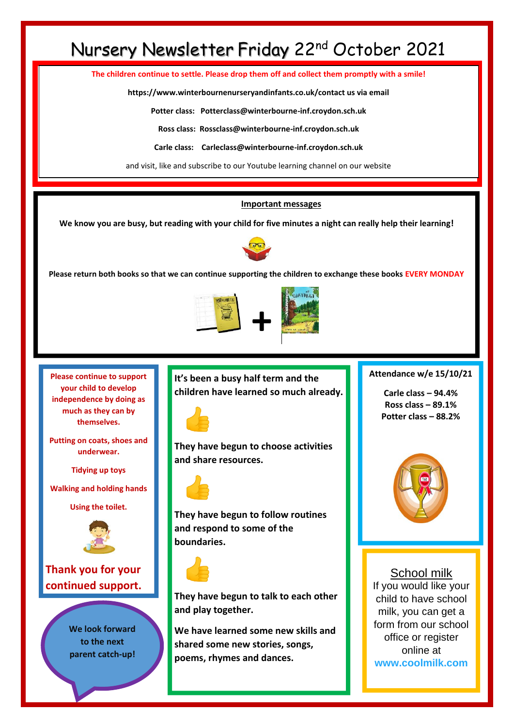# Nursery Newsletter Friday 22nd October 2021

**The children continue to settle. Please drop them off and collect them promptly with a smile!**

**https://www.winterbournenurseryandinfants.co.uk/contact us via email**

**Potter class: Potterclass@winterbourne-inf.croydon.sch.uk**

**Ross class: Rossclass@winterbourne-inf.croydon.sch.uk**

**Carle class: Carleclass@winterbourne-inf.croydon.sch.uk**

and visit, like and subscribe to our Youtube learning channel on our website

## Important messages

**We know you are busy, but reading with your child for five minutes a night can really help their learning!**

**Please return both books so that we can continue supporting the children to exchange these books EVERY MONDAY**

**Please continue to support your child to develop independence by doing as much as they can by themselves.**

**Putting on coats, shoes and underwear.**

**Tidying up toys**

**Walking and holding hands**

**Using the toilet.**

**Thank you for your continued support.**

**We look forward to the next parent catch-up!**

**It's been a busy half term and the children have learned so much already.**

**They have begun to choose activities and share resources.**

**They have begun to follow routines and respond to some of the boundaries.**

**They have begun to talk to each other and play together.**

**We have learned some new skills and shared some new stories, songs, poems, rhymes and dances.**

**Attendance w/e 15/10/21**

**Carle class – 94.4%**
**Ross class – 89.1%**
**Potter class – 88.2%**

## School milk

If you would like your child to have school milk, you can get a form from our school office or register online at **www.coolmilk.com**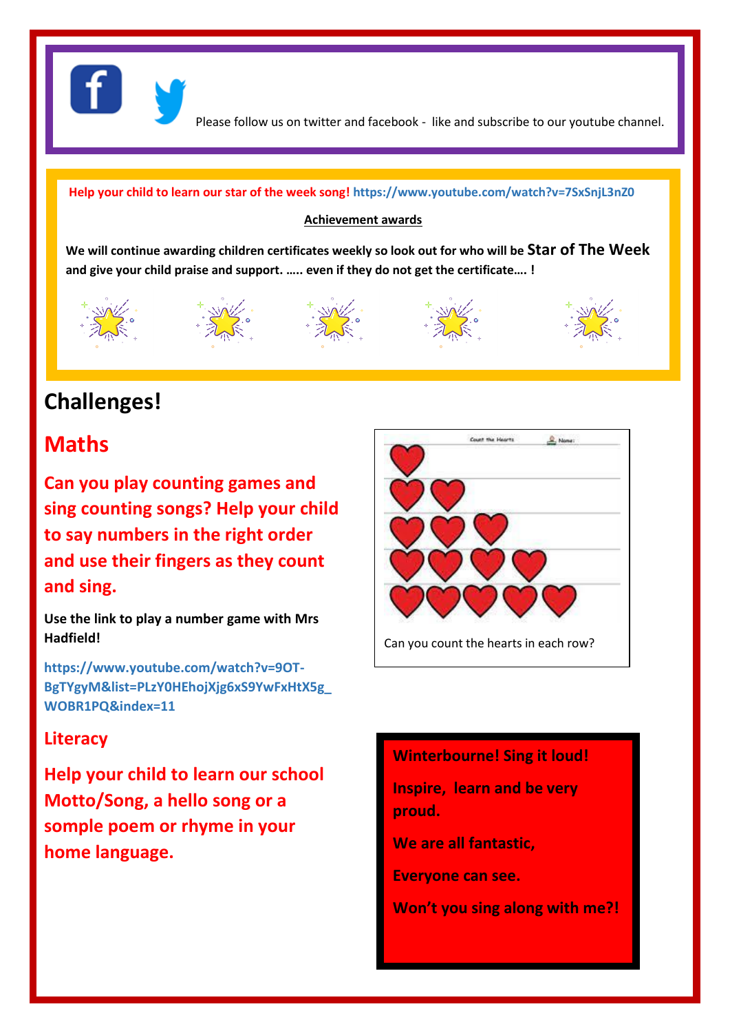Please follow us on twitter and facebook - like and subscribe to our youtube channel.

**Help your child to learn our star of the week song!** https://www.youtube.com/watch?v=7SxSnjL3nZ0

**Achievement awards**

**We will continue awarding children certificates weekly so look out for who will be Star of The Week and give your child praise and support. ….. even if they do not get the certificate…. !**

# Challenges!

## Maths

**Can you play counting games and sing counting songs? Help your child to say numbers in the right order and use their fingers as they count and sing.**

**Use the link to play a number game with Mrs Hadfield!**

https://www.youtube.com/watch?v=9OT-BgTYgyM&list=PLzY0HEhojXjg6xS9YwFxHtX5g_WOBR1PQ&index=11

Count the Hearts

Name:

Can you count the hearts in each row?

## Literacy

**Help your child to learn our school Motto/Song, a hello song or a sample poem or rhyme in your home language.**

**Winterbourne! Sing it loud!**

**Inspire, learn and be very proud.**

**We are all fantastic,**

**Everyone can see.**

**Won't you sing along with me?!**